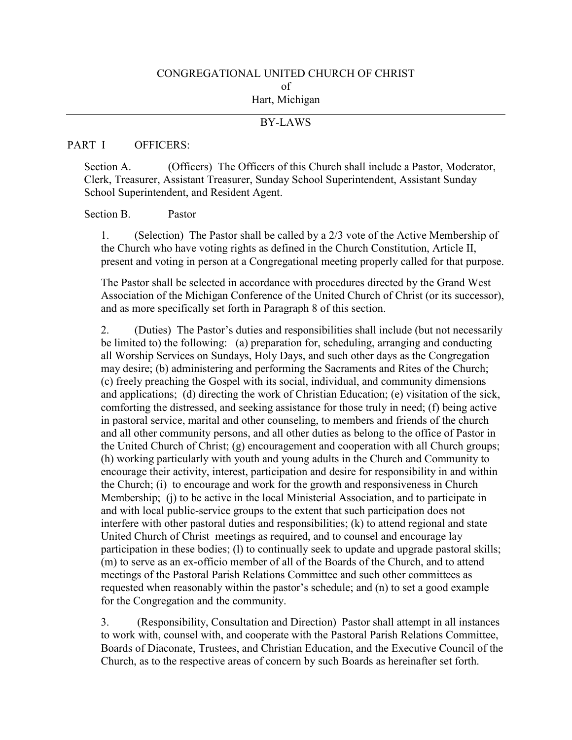# CONGREGATIONAL UNITED CHURCH OF CHRIST
of
Hart, Michigan

## BY-LAWS

## PART I OFFICERS:

Section A. (Officers) The Officers of this Church shall include a Pastor, Moderator, Clerk, Treasurer, Assistant Treasurer, Sunday School Superintendent, Assistant Sunday School Superintendent, and Resident Agent.

Section B. Pastor

1. (Selection) The Pastor shall be called by a 2/3 vote of the Active Membership of the Church who have voting rights as defined in the Church Constitution, Article II, present and voting in person at a Congregational meeting properly called for that purpose.

The Pastor shall be selected in accordance with procedures directed by the Grand West Association of the Michigan Conference of the United Church of Christ (or its successor), and as more specifically set forth in Paragraph 8 of this section.

2. (Duties) The Pastor's duties and responsibilities shall include (but not necessarily be limited to) the following: (a) preparation for, scheduling, arranging and conducting all Worship Services on Sundays, Holy Days, and such other days as the Congregation may desire; (b) administering and performing the Sacraments and Rites of the Church; (c) freely preaching the Gospel with its social, individual, and community dimensions and applications; (d) directing the work of Christian Education; (e) visitation of the sick, comforting the distressed, and seeking assistance for those truly in need; (f) being active in pastoral service, marital and other counseling, to members and friends of the church and all other community persons, and all other duties as belong to the office of Pastor in the United Church of Christ; (g) encouragement and cooperation with all Church groups; (h) working particularly with youth and young adults in the Church and Community to encourage their activity, interest, participation and desire for responsibility in and within the Church; (i) to encourage and work for the growth and responsiveness in Church Membership; (j) to be active in the local Ministerial Association, and to participate in and with local public-service groups to the extent that such participation does not interfere with other pastoral duties and responsibilities; (k) to attend regional and state United Church of Christ meetings as required, and to counsel and encourage lay participation in these bodies; (l) to continually seek to update and upgrade pastoral skills; (m) to serve as an ex-officio member of all of the Boards of the Church, and to attend meetings of the Pastoral Parish Relations Committee and such other committees as requested when reasonably within the pastor's schedule; and (n) to set a good example for the Congregation and the community.

3. (Responsibility, Consultation and Direction) Pastor shall attempt in all instances to work with, counsel with, and cooperate with the Pastoral Parish Relations Committee, Boards of Diaconate, Trustees, and Christian Education, and the Executive Council of the Church, as to the respective areas of concern by such Boards as hereinafter set forth.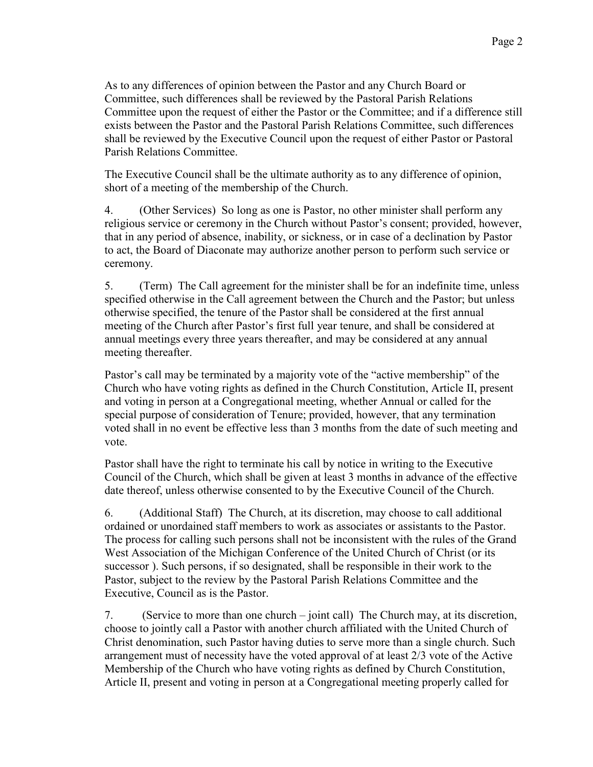As to any differences of opinion between the Pastor and any Church Board or Committee, such differences shall be reviewed by the Pastoral Parish Relations Committee upon the request of either the Pastor or the Committee; and if a difference still exists between the Pastor and the Pastoral Parish Relations Committee, such differences shall be reviewed by the Executive Council upon the request of either Pastor or Pastoral Parish Relations Committee.

The Executive Council shall be the ultimate authority as to any difference of opinion, short of a meeting of the membership of the Church.

4. (Other Services) So long as one is Pastor, no other minister shall perform any religious service or ceremony in the Church without Pastor's consent; provided, however, that in any period of absence, inability, or sickness, or in case of a declination by Pastor to act, the Board of Diaconate may authorize another person to perform such service or ceremony.

5. (Term) The Call agreement for the minister shall be for an indefinite time, unless specified otherwise in the Call agreement between the Church and the Pastor; but unless otherwise specified, the tenure of the Pastor shall be considered at the first annual meeting of the Church after Pastor's first full year tenure, and shall be considered at annual meetings every three years thereafter, and may be considered at any annual meeting thereafter.

Pastor's call may be terminated by a majority vote of the "active membership" of the Church who have voting rights as defined in the Church Constitution, Article II, present and voting in person at a Congregational meeting, whether Annual or called for the special purpose of consideration of Tenure; provided, however, that any termination voted shall in no event be effective less than 3 months from the date of such meeting and vote.

Pastor shall have the right to terminate his call by notice in writing to the Executive Council of the Church, which shall be given at least 3 months in advance of the effective date thereof, unless otherwise consented to by the Executive Council of the Church.

6. (Additional Staff) The Church, at its discretion, may choose to call additional ordained or unordained staff members to work as associates or assistants to the Pastor. The process for calling such persons shall not be inconsistent with the rules of the Grand West Association of the Michigan Conference of the United Church of Christ (or its successor ). Such persons, if so designated, shall be responsible in their work to the Pastor, subject to the review by the Pastoral Parish Relations Committee and the Executive, Council as is the Pastor.

7. (Service to more than one church – joint call) The Church may, at its discretion, choose to jointly call a Pastor with another church affiliated with the United Church of Christ denomination, such Pastor having duties to serve more than a single church. Such arrangement must of necessity have the voted approval of at least 2/3 vote of the Active Membership of the Church who have voting rights as defined by Church Constitution, Article II, present and voting in person at a Congregational meeting properly called for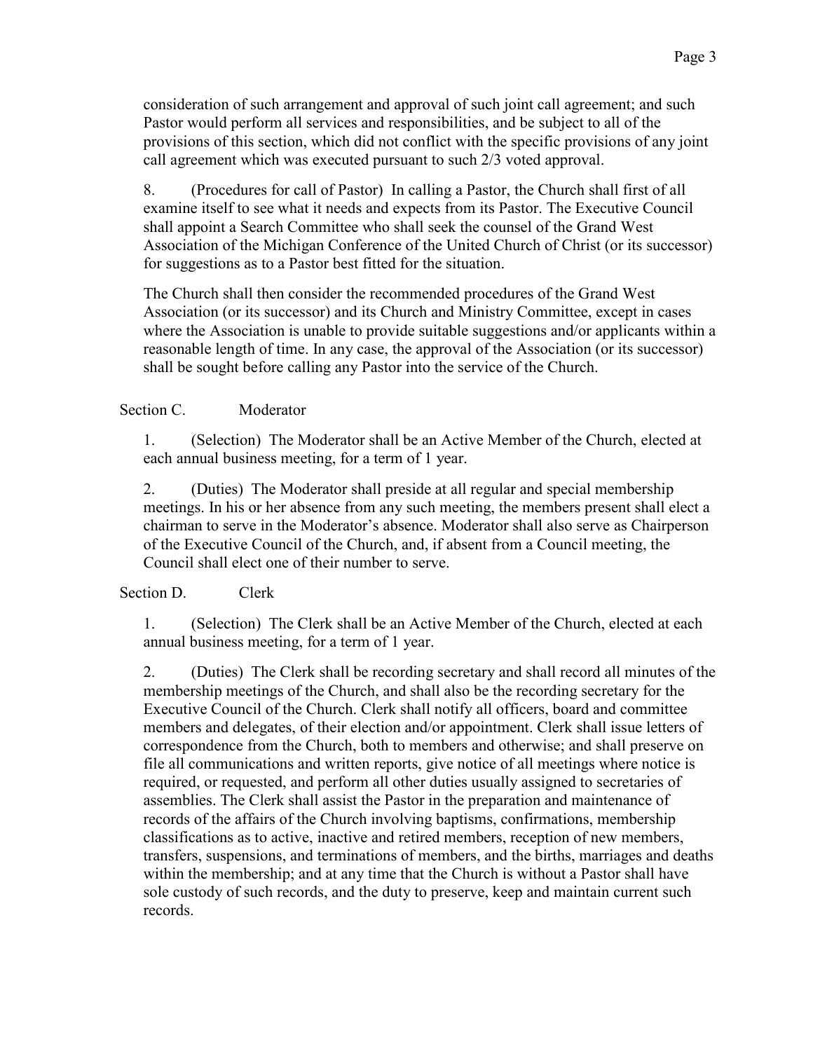consideration of such arrangement and approval of such joint call agreement; and such Pastor would perform all services and responsibilities, and be subject to all of the provisions of this section, which did not conflict with the specific provisions of any joint call agreement which was executed pursuant to such 2/3 voted approval.

8. (Procedures for call of Pastor) In calling a Pastor, the Church shall first of all examine itself to see what it needs and expects from its Pastor. The Executive Council shall appoint a Search Committee who shall seek the counsel of the Grand West Association of the Michigan Conference of the United Church of Christ (or its successor) for suggestions as to a Pastor best fitted for the situation.

The Church shall then consider the recommended procedures of the Grand West Association (or its successor) and its Church and Ministry Committee, except in cases where the Association is unable to provide suitable suggestions and/or applicants within a reasonable length of time. In any case, the approval of the Association (or its successor) shall be sought before calling any Pastor into the service of the Church.

Section C. Moderator

1. (Selection) The Moderator shall be an Active Member of the Church, elected at each annual business meeting, for a term of 1 year.

2. (Duties) The Moderator shall preside at all regular and special membership meetings. In his or her absence from any such meeting, the members present shall elect a chairman to serve in the Moderator's absence. Moderator shall also serve as Chairperson of the Executive Council of the Church, and, if absent from a Council meeting, the Council shall elect one of their number to serve.

Section D. Clerk

1. (Selection) The Clerk shall be an Active Member of the Church, elected at each annual business meeting, for a term of 1 year.

2. (Duties) The Clerk shall be recording secretary and shall record all minutes of the membership meetings of the Church, and shall also be the recording secretary for the Executive Council of the Church. Clerk shall notify all officers, board and committee members and delegates, of their election and/or appointment. Clerk shall issue letters of correspondence from the Church, both to members and otherwise; and shall preserve on file all communications and written reports, give notice of all meetings where notice is required, or requested, and perform all other duties usually assigned to secretaries of assemblies. The Clerk shall assist the Pastor in the preparation and maintenance of records of the affairs of the Church involving baptisms, confirmations, membership classifications as to active, inactive and retired members, reception of new members, transfers, suspensions, and terminations of members, and the births, marriages and deaths within the membership; and at any time that the Church is without a Pastor shall have sole custody of such records, and the duty to preserve, keep and maintain current such records.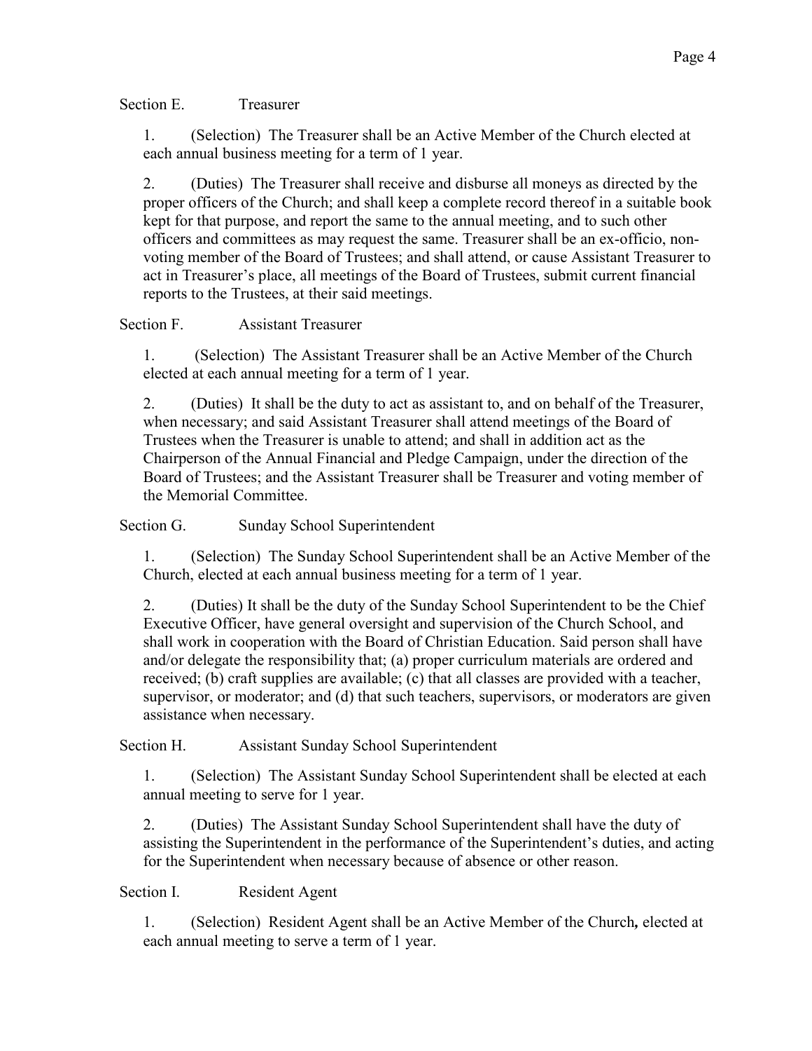### Section E. Treasurer

1. (Selection) The Treasurer shall be an Active Member of the Church elected at each annual business meeting for a term of 1 year.

2. (Duties) The Treasurer shall receive and disburse all moneys as directed by the proper officers of the Church; and shall keep a complete record thereof in a suitable book kept for that purpose, and report the same to the annual meeting, and to such other officers and committees as may request the same. Treasurer shall be an ex-officio, non-voting member of the Board of Trustees; and shall attend, or cause Assistant Treasurer to act in Treasurer's place, all meetings of the Board of Trustees, submit current financial reports to the Trustees, at their said meetings.

### Section F. Assistant Treasurer

1. (Selection) The Assistant Treasurer shall be an Active Member of the Church elected at each annual meeting for a term of 1 year.

2. (Duties) It shall be the duty to act as assistant to, and on behalf of the Treasurer, when necessary; and said Assistant Treasurer shall attend meetings of the Board of Trustees when the Treasurer is unable to attend; and shall in addition act as the Chairperson of the Annual Financial and Pledge Campaign, under the direction of the Board of Trustees; and the Assistant Treasurer shall be Treasurer and voting member of the Memorial Committee.

### Section G. Sunday School Superintendent

1. (Selection) The Sunday School Superintendent shall be an Active Member of the Church, elected at each annual business meeting for a term of 1 year.

2. (Duties) It shall be the duty of the Sunday School Superintendent to be the Chief Executive Officer, have general oversight and supervision of the Church School, and shall work in cooperation with the Board of Christian Education. Said person shall have and/or delegate the responsibility that; (a) proper curriculum materials are ordered and received; (b) craft supplies are available; (c) that all classes are provided with a teacher, supervisor, or moderator; and (d) that such teachers, supervisors, or moderators are given assistance when necessary.

### Section H. Assistant Sunday School Superintendent

1. (Selection) The Assistant Sunday School Superintendent shall be elected at each annual meeting to serve for 1 year.

2. (Duties) The Assistant Sunday School Superintendent shall have the duty of assisting the Superintendent in the performance of the Superintendent's duties, and acting for the Superintendent when necessary because of absence or other reason.

### Section I. Resident Agent

1. (Selection) Resident Agent shall be an Active Member of the Church**,** elected at each annual meeting to serve a term of 1 year.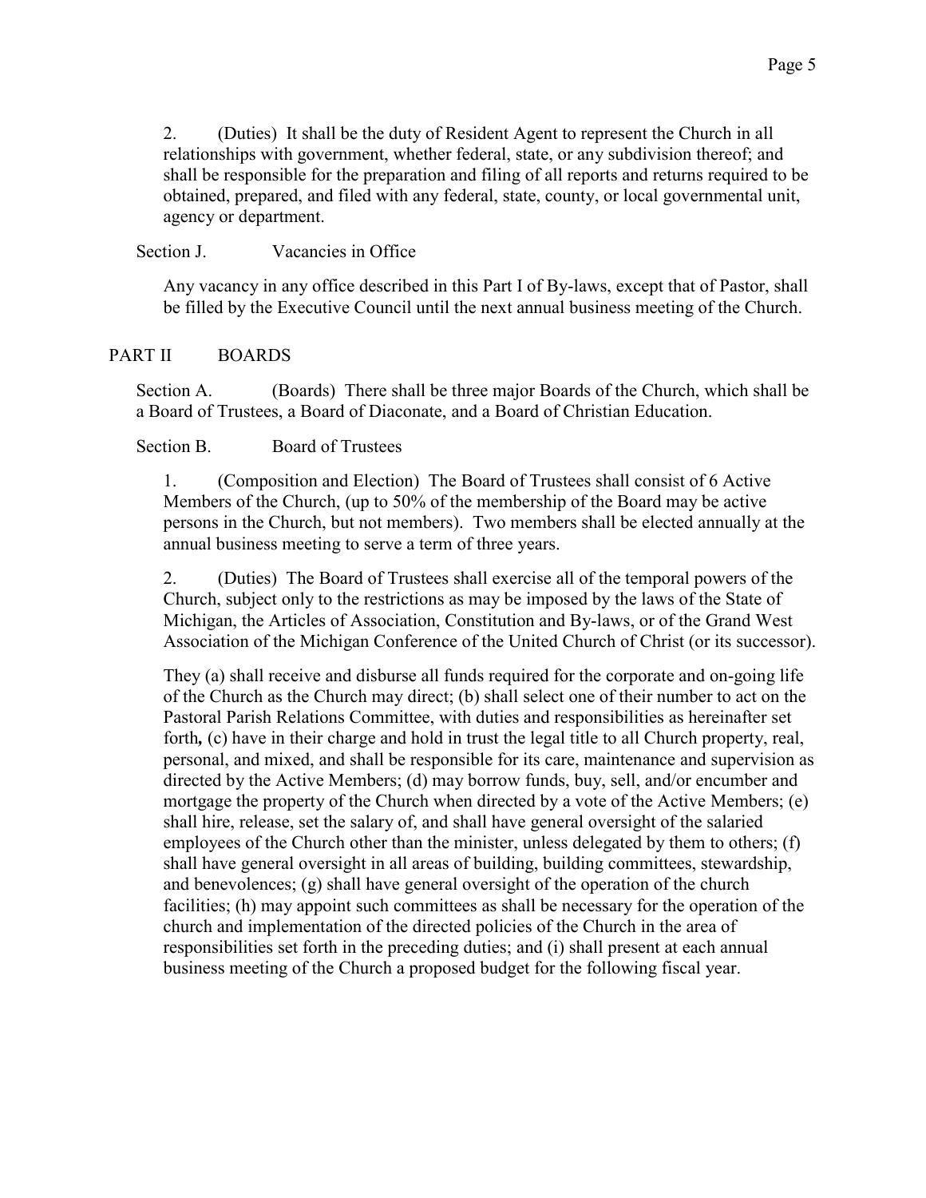2. (Duties) It shall be the duty of Resident Agent to represent the Church in all relationships with government, whether federal, state, or any subdivision thereof; and shall be responsible for the preparation and filing of all reports and returns required to be obtained, prepared, and filed with any federal, state, county, or local governmental unit, agency or department.

Section J. Vacancies in Office

Any vacancy in any office described in this Part I of By-laws, except that of Pastor, shall be filled by the Executive Council until the next annual business meeting of the Church.

## PART II BOARDS

Section A. (Boards) There shall be three major Boards of the Church, which shall be a Board of Trustees, a Board of Diaconate, and a Board of Christian Education.

Section B. Board of Trustees

1. (Composition and Election) The Board of Trustees shall consist of 6 Active Members of the Church, (up to 50% of the membership of the Board may be active persons in the Church, but not members). Two members shall be elected annually at the annual business meeting to serve a term of three years.

2. (Duties) The Board of Trustees shall exercise all of the temporal powers of the Church, subject only to the restrictions as may be imposed by the laws of the State of Michigan, the Articles of Association, Constitution and By-laws, or of the Grand West Association of the Michigan Conference of the United Church of Christ (or its successor).

They (a) shall receive and disburse all funds required for the corporate and on-going life of the Church as the Church may direct; (b) shall select one of their number to act on the Pastoral Parish Relations Committee, with duties and responsibilities as hereinafter set forth**,** (c) have in their charge and hold in trust the legal title to all Church property, real, personal, and mixed, and shall be responsible for its care, maintenance and supervision as directed by the Active Members; (d) may borrow funds, buy, sell, and/or encumber and mortgage the property of the Church when directed by a vote of the Active Members; (e) shall hire, release, set the salary of, and shall have general oversight of the salaried employees of the Church other than the minister, unless delegated by them to others; (f) shall have general oversight in all areas of building, building committees, stewardship, and benevolences; (g) shall have general oversight of the operation of the church facilities; (h) may appoint such committees as shall be necessary for the operation of the church and implementation of the directed policies of the Church in the area of responsibilities set forth in the preceding duties; and (i) shall present at each annual business meeting of the Church a proposed budget for the following fiscal year.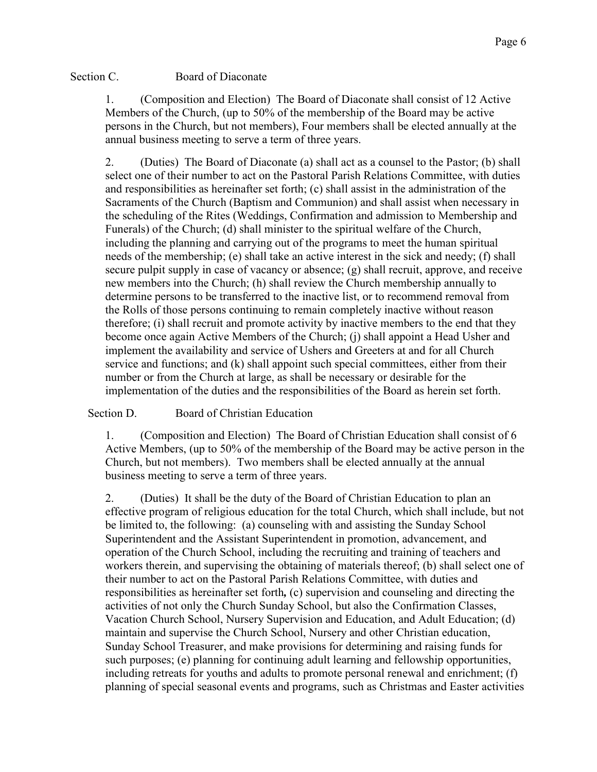## Section C. Board of Diaconate

1. (Composition and Election) The Board of Diaconate shall consist of 12 Active Members of the Church, (up to 50% of the membership of the Board may be active persons in the Church, but not members), Four members shall be elected annually at the annual business meeting to serve a term of three years.

2. (Duties) The Board of Diaconate (a) shall act as a counsel to the Pastor; (b) shall select one of their number to act on the Pastoral Parish Relations Committee, with duties and responsibilities as hereinafter set forth; (c) shall assist in the administration of the Sacraments of the Church (Baptism and Communion) and shall assist when necessary in the scheduling of the Rites (Weddings, Confirmation and admission to Membership and Funerals) of the Church; (d) shall minister to the spiritual welfare of the Church, including the planning and carrying out of the programs to meet the human spiritual needs of the membership; (e) shall take an active interest in the sick and needy; (f) shall secure pulpit supply in case of vacancy or absence; (g) shall recruit, approve, and receive new members into the Church; (h) shall review the Church membership annually to determine persons to be transferred to the inactive list, or to recommend removal from the Rolls of those persons continuing to remain completely inactive without reason therefore; (i) shall recruit and promote activity by inactive members to the end that they become once again Active Members of the Church; (j) shall appoint a Head Usher and implement the availability and service of Ushers and Greeters at and for all Church service and functions; and (k) shall appoint such special committees, either from their number or from the Church at large, as shall be necessary or desirable for the implementation of the duties and the responsibilities of the Board as herein set forth.

## Section D. Board of Christian Education

1. (Composition and Election) The Board of Christian Education shall consist of 6 Active Members, (up to 50% of the membership of the Board may be active person in the Church, but not members). Two members shall be elected annually at the annual business meeting to serve a term of three years.

2. (Duties) It shall be the duty of the Board of Christian Education to plan an effective program of religious education for the total Church, which shall include, but not be limited to, the following: (a) counseling with and assisting the Sunday School Superintendent and the Assistant Superintendent in promotion, advancement, and operation of the Church School, including the recruiting and training of teachers and workers therein, and supervising the obtaining of materials thereof; (b) shall select one of their number to act on the Pastoral Parish Relations Committee, with duties and responsibilities as hereinafter set forth**,** (c) supervision and counseling and directing the activities of not only the Church Sunday School, but also the Confirmation Classes, Vacation Church School, Nursery Supervision and Education, and Adult Education; (d) maintain and supervise the Church School, Nursery and other Christian education, Sunday School Treasurer, and make provisions for determining and raising funds for such purposes; (e) planning for continuing adult learning and fellowship opportunities, including retreats for youths and adults to promote personal renewal and enrichment; (f) planning of special seasonal events and programs, such as Christmas and Easter activities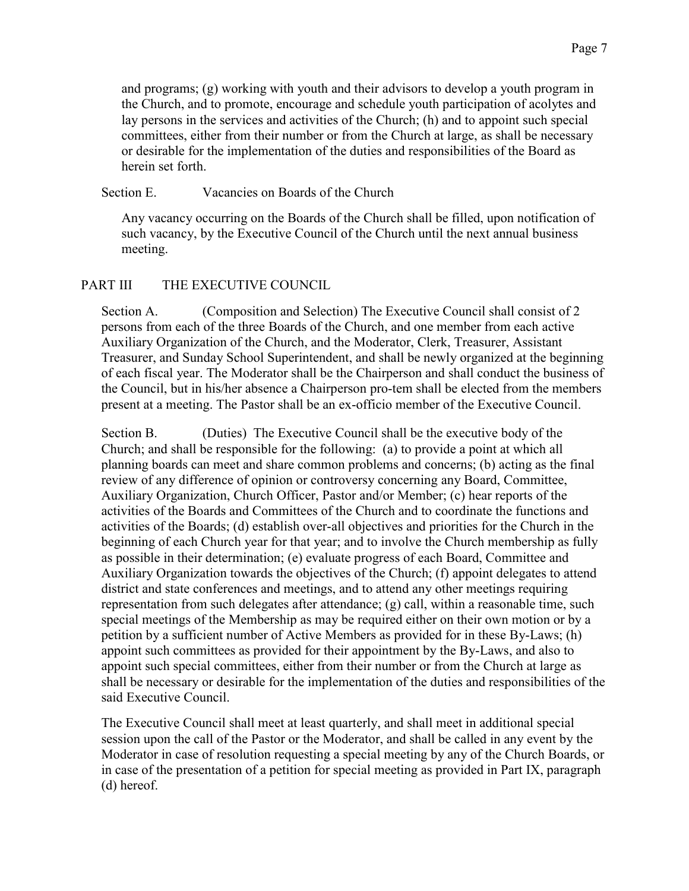and programs; (g) working with youth and their advisors to develop a youth program in the Church, and to promote, encourage and schedule youth participation of acolytes and lay persons in the services and activities of the Church; (h) and to appoint such special committees, either from their number or from the Church at large, as shall be necessary or desirable for the implementation of the duties and responsibilities of the Board as herein set forth.

Section E. Vacancies on Boards of the Church

Any vacancy occurring on the Boards of the Church shall be filled, upon notification of such vacancy, by the Executive Council of the Church until the next annual business meeting.

## PART III THE EXECUTIVE COUNCIL

Section A. (Composition and Selection) The Executive Council shall consist of 2 persons from each of the three Boards of the Church, and one member from each active Auxiliary Organization of the Church, and the Moderator, Clerk, Treasurer, Assistant Treasurer, and Sunday School Superintendent, and shall be newly organized at the beginning of each fiscal year. The Moderator shall be the Chairperson and shall conduct the business of the Council, but in his/her absence a Chairperson pro-tem shall be elected from the members present at a meeting. The Pastor shall be an ex-officio member of the Executive Council.

Section B. (Duties) The Executive Council shall be the executive body of the Church; and shall be responsible for the following: (a) to provide a point at which all planning boards can meet and share common problems and concerns; (b) acting as the final review of any difference of opinion or controversy concerning any Board, Committee, Auxiliary Organization, Church Officer, Pastor and/or Member; (c) hear reports of the activities of the Boards and Committees of the Church and to coordinate the functions and activities of the Boards; (d) establish over-all objectives and priorities for the Church in the beginning of each Church year for that year; and to involve the Church membership as fully as possible in their determination; (e) evaluate progress of each Board, Committee and Auxiliary Organization towards the objectives of the Church; (f) appoint delegates to attend district and state conferences and meetings, and to attend any other meetings requiring representation from such delegates after attendance; (g) call, within a reasonable time, such special meetings of the Membership as may be required either on their own motion or by a petition by a sufficient number of Active Members as provided for in these By-Laws; (h) appoint such committees as provided for their appointment by the By-Laws, and also to appoint such special committees, either from their number or from the Church at large as shall be necessary or desirable for the implementation of the duties and responsibilities of the said Executive Council.

The Executive Council shall meet at least quarterly, and shall meet in additional special session upon the call of the Pastor or the Moderator, and shall be called in any event by the Moderator in case of resolution requesting a special meeting by any of the Church Boards, or in case of the presentation of a petition for special meeting as provided in Part IX, paragraph (d) hereof.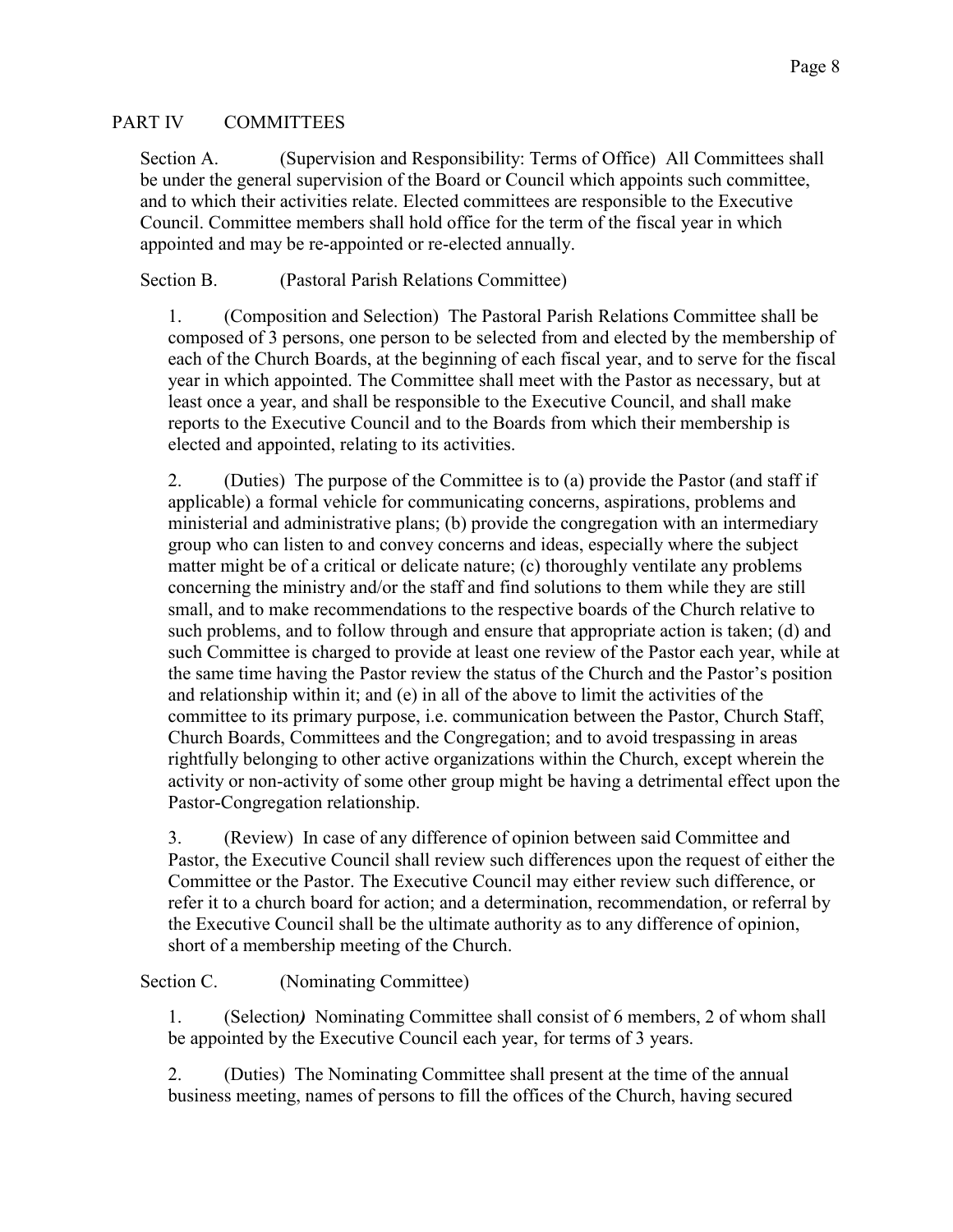## PART IV COMMITTEES

Section A. (Supervision and Responsibility: Terms of Office) All Committees shall be under the general supervision of the Board or Council which appoints such committee, and to which their activities relate. Elected committees are responsible to the Executive Council. Committee members shall hold office for the term of the fiscal year in which appointed and may be re-appointed or re-elected annually.

Section B. (Pastoral Parish Relations Committee)

1. (Composition and Selection) The Pastoral Parish Relations Committee shall be composed of 3 persons, one person to be selected from and elected by the membership of each of the Church Boards, at the beginning of each fiscal year, and to serve for the fiscal year in which appointed. The Committee shall meet with the Pastor as necessary, but at least once a year, and shall be responsible to the Executive Council, and shall make reports to the Executive Council and to the Boards from which their membership is elected and appointed, relating to its activities.

2. (Duties) The purpose of the Committee is to (a) provide the Pastor (and staff if applicable) a formal vehicle for communicating concerns, aspirations, problems and ministerial and administrative plans; (b) provide the congregation with an intermediary group who can listen to and convey concerns and ideas, especially where the subject matter might be of a critical or delicate nature; (c) thoroughly ventilate any problems concerning the ministry and/or the staff and find solutions to them while they are still small, and to make recommendations to the respective boards of the Church relative to such problems, and to follow through and ensure that appropriate action is taken; (d) and such Committee is charged to provide at least one review of the Pastor each year, while at the same time having the Pastor review the status of the Church and the Pastor's position and relationship within it; and (e) in all of the above to limit the activities of the committee to its primary purpose, i.e. communication between the Pastor, Church Staff, Church Boards, Committees and the Congregation; and to avoid trespassing in areas rightfully belonging to other active organizations within the Church, except wherein the activity or non-activity of some other group might be having a detrimental effect upon the Pastor-Congregation relationship.

3. (Review) In case of any difference of opinion between said Committee and Pastor, the Executive Council shall review such differences upon the request of either the Committee or the Pastor. The Executive Council may either review such difference, or refer it to a church board for action; and a determination, recommendation, or referral by the Executive Council shall be the ultimate authority as to any difference of opinion, short of a membership meeting of the Church.

Section C. (Nominating Committee)

1. (Selection*)* Nominating Committee shall consist of 6 members, 2 of whom shall be appointed by the Executive Council each year, for terms of 3 years.

2. (Duties) The Nominating Committee shall present at the time of the annual business meeting, names of persons to fill the offices of the Church, having secured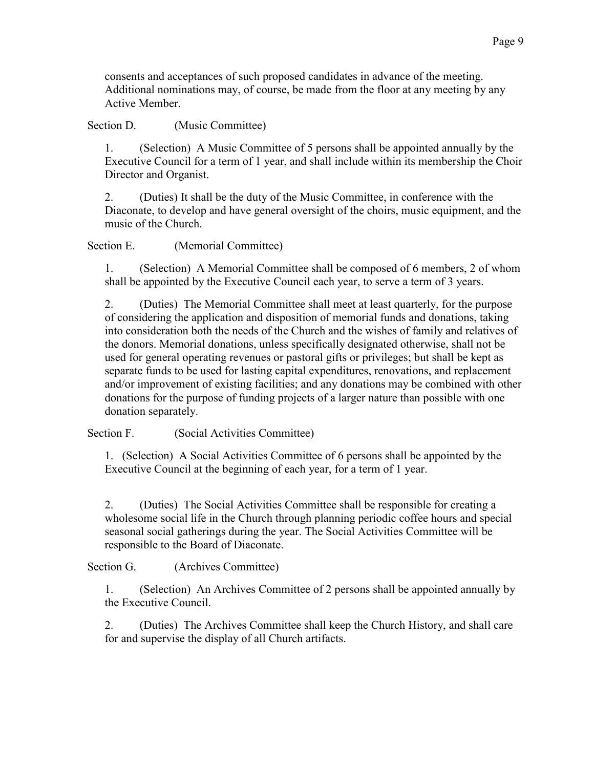consents and acceptances of such proposed candidates in advance of the meeting. Additional nominations may, of course, be made from the floor at any meeting by any Active Member.

Section D. (Music Committee)

1. (Selection) A Music Committee of 5 persons shall be appointed annually by the Executive Council for a term of 1 year, and shall include within its membership the Choir Director and Organist.

2. (Duties) It shall be the duty of the Music Committee, in conference with the Diaconate, to develop and have general oversight of the choirs, music equipment, and the music of the Church.

Section E. (Memorial Committee)

1. (Selection) A Memorial Committee shall be composed of 6 members, 2 of whom shall be appointed by the Executive Council each year, to serve a term of 3 years.

2. (Duties) The Memorial Committee shall meet at least quarterly, for the purpose of considering the application and disposition of memorial funds and donations, taking into consideration both the needs of the Church and the wishes of family and relatives of the donors. Memorial donations, unless specifically designated otherwise, shall not be used for general operating revenues or pastoral gifts or privileges; but shall be kept as separate funds to be used for lasting capital expenditures, renovations, and replacement and/or improvement of existing facilities; and any donations may be combined with other donations for the purpose of funding projects of a larger nature than possible with one donation separately.

Section F. (Social Activities Committee)

1. (Selection) A Social Activities Committee of 6 persons shall be appointed by the Executive Council at the beginning of each year, for a term of 1 year.

2. (Duties) The Social Activities Committee shall be responsible for creating a wholesome social life in the Church through planning periodic coffee hours and special seasonal social gatherings during the year. The Social Activities Committee will be responsible to the Board of Diaconate.

Section G. (Archives Committee)

1. (Selection) An Archives Committee of 2 persons shall be appointed annually by the Executive Council.

2. (Duties) The Archives Committee shall keep the Church History, and shall care for and supervise the display of all Church artifacts.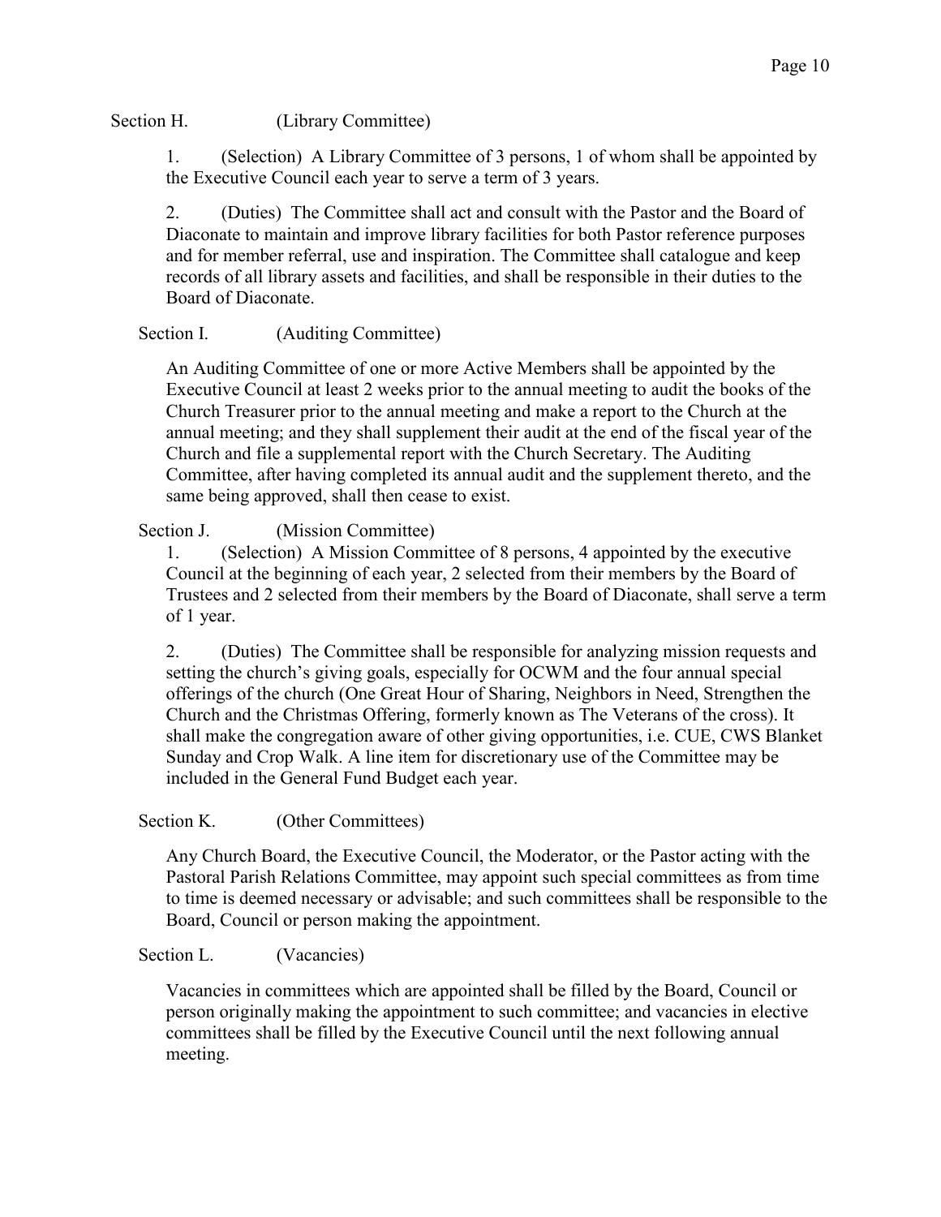Section H. (Library Committee)

1. (Selection) A Library Committee of 3 persons, 1 of whom shall be appointed by the Executive Council each year to serve a term of 3 years.

2. (Duties) The Committee shall act and consult with the Pastor and the Board of Diaconate to maintain and improve library facilities for both Pastor reference purposes and for member referral, use and inspiration. The Committee shall catalogue and keep records of all library assets and facilities, and shall be responsible in their duties to the Board of Diaconate.

Section I. (Auditing Committee)

An Auditing Committee of one or more Active Members shall be appointed by the Executive Council at least 2 weeks prior to the annual meeting to audit the books of the Church Treasurer prior to the annual meeting and make a report to the Church at the annual meeting; and they shall supplement their audit at the end of the fiscal year of the Church and file a supplemental report with the Church Secretary. The Auditing Committee, after having completed its annual audit and the supplement thereto, and the same being approved, shall then cease to exist.

Section J. (Mission Committee)

1. (Selection) A Mission Committee of 8 persons, 4 appointed by the executive Council at the beginning of each year, 2 selected from their members by the Board of Trustees and 2 selected from their members by the Board of Diaconate, shall serve a term of 1 year.

2. (Duties) The Committee shall be responsible for analyzing mission requests and setting the church's giving goals, especially for OCWM and the four annual special offerings of the church (One Great Hour of Sharing, Neighbors in Need, Strengthen the Church and the Christmas Offering, formerly known as The Veterans of the cross). It shall make the congregation aware of other giving opportunities, i.e. CUE, CWS Blanket Sunday and Crop Walk. A line item for discretionary use of the Committee may be included in the General Fund Budget each year.

Section K. (Other Committees)

Any Church Board, the Executive Council, the Moderator, or the Pastor acting with the Pastoral Parish Relations Committee, may appoint such special committees as from time to time is deemed necessary or advisable; and such committees shall be responsible to the Board, Council or person making the appointment.

Section L. (Vacancies)

Vacancies in committees which are appointed shall be filled by the Board, Council or person originally making the appointment to such committee; and vacancies in elective committees shall be filled by the Executive Council until the next following annual meeting.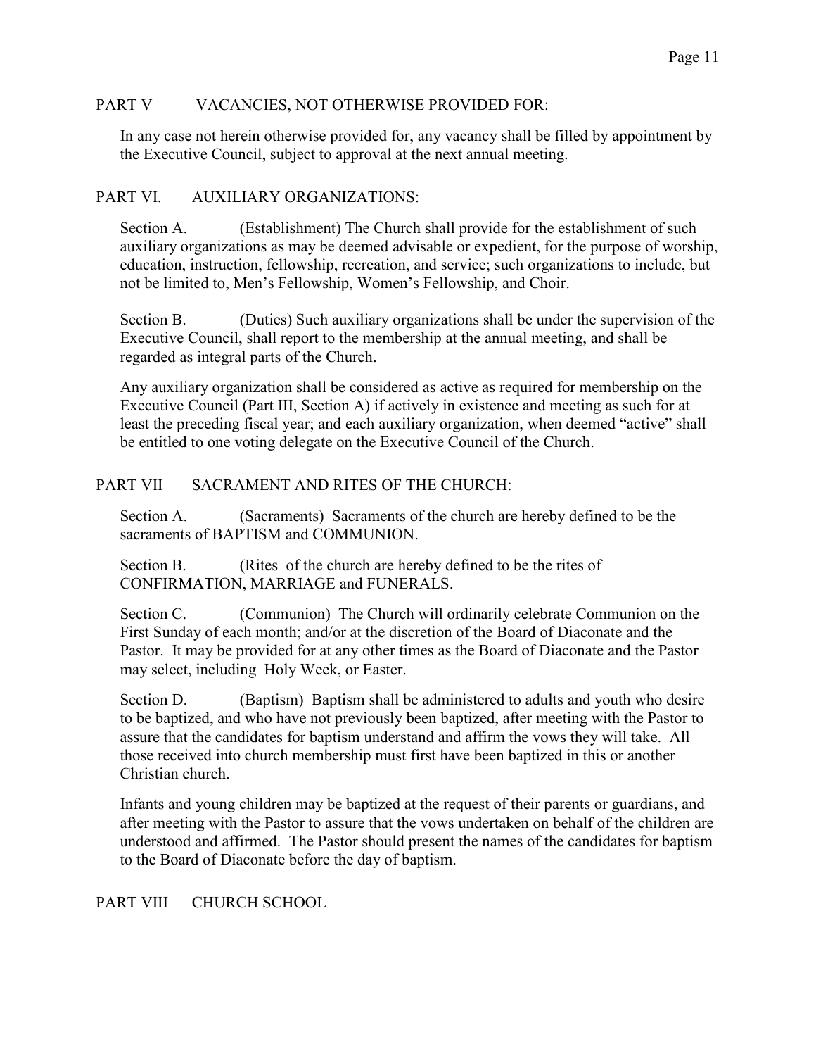## PART V VACANCIES, NOT OTHERWISE PROVIDED FOR:

In any case not herein otherwise provided for, any vacancy shall be filled by appointment by the Executive Council, subject to approval at the next annual meeting.

## PART VI. AUXILIARY ORGANIZATIONS:

Section A. (Establishment) The Church shall provide for the establishment of such auxiliary organizations as may be deemed advisable or expedient, for the purpose of worship, education, instruction, fellowship, recreation, and service; such organizations to include, but not be limited to, Men's Fellowship, Women's Fellowship, and Choir.

Section B. (Duties) Such auxiliary organizations shall be under the supervision of the Executive Council, shall report to the membership at the annual meeting, and shall be regarded as integral parts of the Church.

Any auxiliary organization shall be considered as active as required for membership on the Executive Council (Part III, Section A) if actively in existence and meeting as such for at least the preceding fiscal year; and each auxiliary organization, when deemed "active" shall be entitled to one voting delegate on the Executive Council of the Church.

## PART VII SACRAMENT AND RITES OF THE CHURCH:

Section A. (Sacraments) Sacraments of the church are hereby defined to be the sacraments of BAPTISM and COMMUNION.

Section B. (Rites of the church are hereby defined to be the rites of CONFIRMATION, MARRIAGE and FUNERALS.

Section C. (Communion) The Church will ordinarily celebrate Communion on the First Sunday of each month; and/or at the discretion of the Board of Diaconate and the Pastor. It may be provided for at any other times as the Board of Diaconate and the Pastor may select, including Holy Week, or Easter.

Section D. (Baptism) Baptism shall be administered to adults and youth who desire to be baptized, and who have not previously been baptized, after meeting with the Pastor to assure that the candidates for baptism understand and affirm the vows they will take. All those received into church membership must first have been baptized in this or another Christian church.

Infants and young children may be baptized at the request of their parents or guardians, and after meeting with the Pastor to assure that the vows undertaken on behalf of the children are understood and affirmed. The Pastor should present the names of the candidates for baptism to the Board of Diaconate before the day of baptism.

## PART VIII CHURCH SCHOOL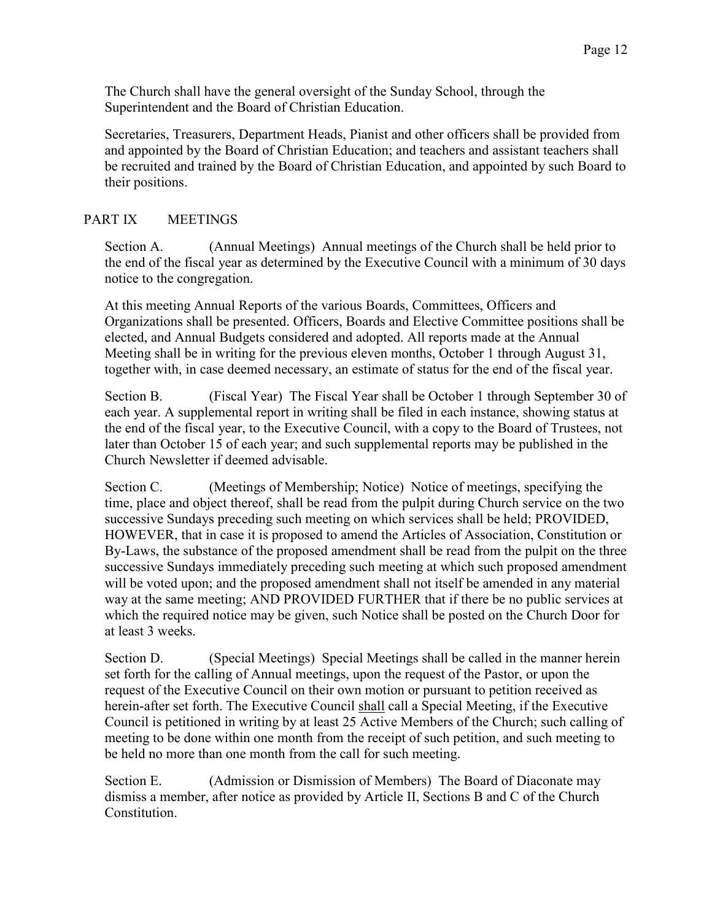The Church shall have the general oversight of the Sunday School, through the Superintendent and the Board of Christian Education.

Secretaries, Treasurers, Department Heads, Pianist and other officers shall be provided from and appointed by the Board of Christian Education; and teachers and assistant teachers shall be recruited and trained by the Board of Christian Education, and appointed by such Board to their positions.

## PART IX MEETINGS

Section A. (Annual Meetings) Annual meetings of the Church shall be held prior to the end of the fiscal year as determined by the Executive Council with a minimum of 30 days notice to the congregation.

At this meeting Annual Reports of the various Boards, Committees, Officers and Organizations shall be presented. Officers, Boards and Elective Committee positions shall be elected, and Annual Budgets considered and adopted. All reports made at the Annual Meeting shall be in writing for the previous eleven months, October 1 through August 31, together with, in case deemed necessary, an estimate of status for the end of the fiscal year.

Section B. (Fiscal Year) The Fiscal Year shall be October 1 through September 30 of each year. A supplemental report in writing shall be filed in each instance, showing status at the end of the fiscal year, to the Executive Council, with a copy to the Board of Trustees, not later than October 15 of each year; and such supplemental reports may be published in the Church Newsletter if deemed advisable.

Section C. (Meetings of Membership; Notice) Notice of meetings, specifying the time, place and object thereof, shall be read from the pulpit during Church service on the two successive Sundays preceding such meeting on which services shall be held; PROVIDED, HOWEVER, that in case it is proposed to amend the Articles of Association, Constitution or By-Laws, the substance of the proposed amendment shall be read from the pulpit on the three successive Sundays immediately preceding such meeting at which such proposed amendment will be voted upon; and the proposed amendment shall not itself be amended in any material way at the same meeting; AND PROVIDED FURTHER that if there be no public services at which the required notice may be given, such Notice shall be posted on the Church Door for at least 3 weeks.

Section D. (Special Meetings) Special Meetings shall be called in the manner herein set forth for the calling of Annual meetings, upon the request of the Pastor, or upon the request of the Executive Council on their own motion or pursuant to petition received as herein-after set forth. The Executive Council <u>shall</u> call a Special Meeting, if the Executive Council is petitioned in writing by at least 25 Active Members of the Church; such calling of meeting to be done within one month from the receipt of such petition, and such meeting to be held no more than one month from the call for such meeting.

Section E. (Admission or Dismission of Members) The Board of Diaconate may dismiss a member, after notice as provided by Article II, Sections B and C of the Church Constitution.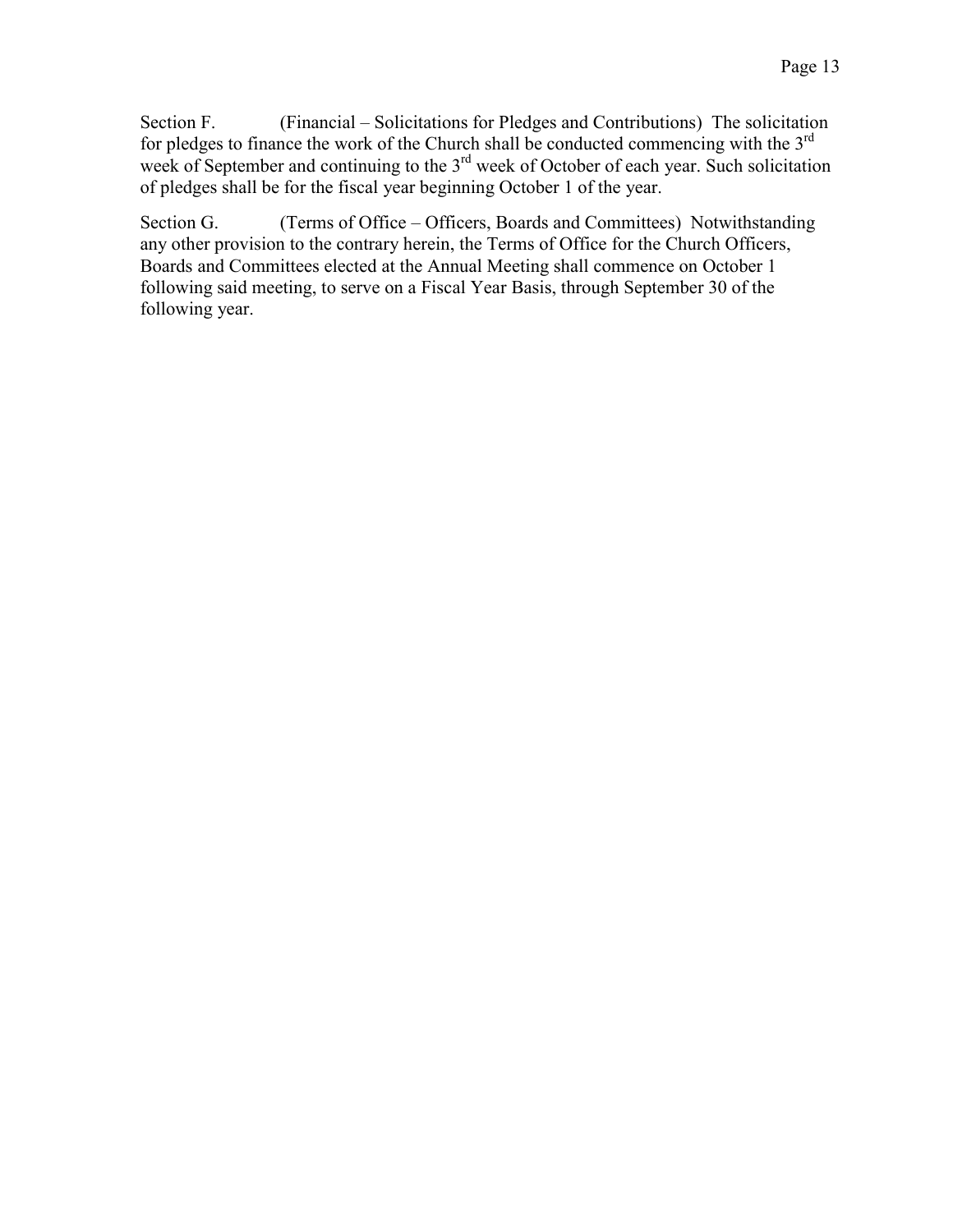Section F. (Financial – Solicitations for Pledges and Contributions) The solicitation for pledges to finance the work of the Church shall be conducted commencing with the 3rd week of September and continuing to the 3rd week of October of each year. Such solicitation of pledges shall be for the fiscal year beginning October 1 of the year.

Section G. (Terms of Office – Officers, Boards and Committees) Notwithstanding any other provision to the contrary herein, the Terms of Office for the Church Officers, Boards and Committees elected at the Annual Meeting shall commence on October 1 following said meeting, to serve on a Fiscal Year Basis, through September 30 of the following year.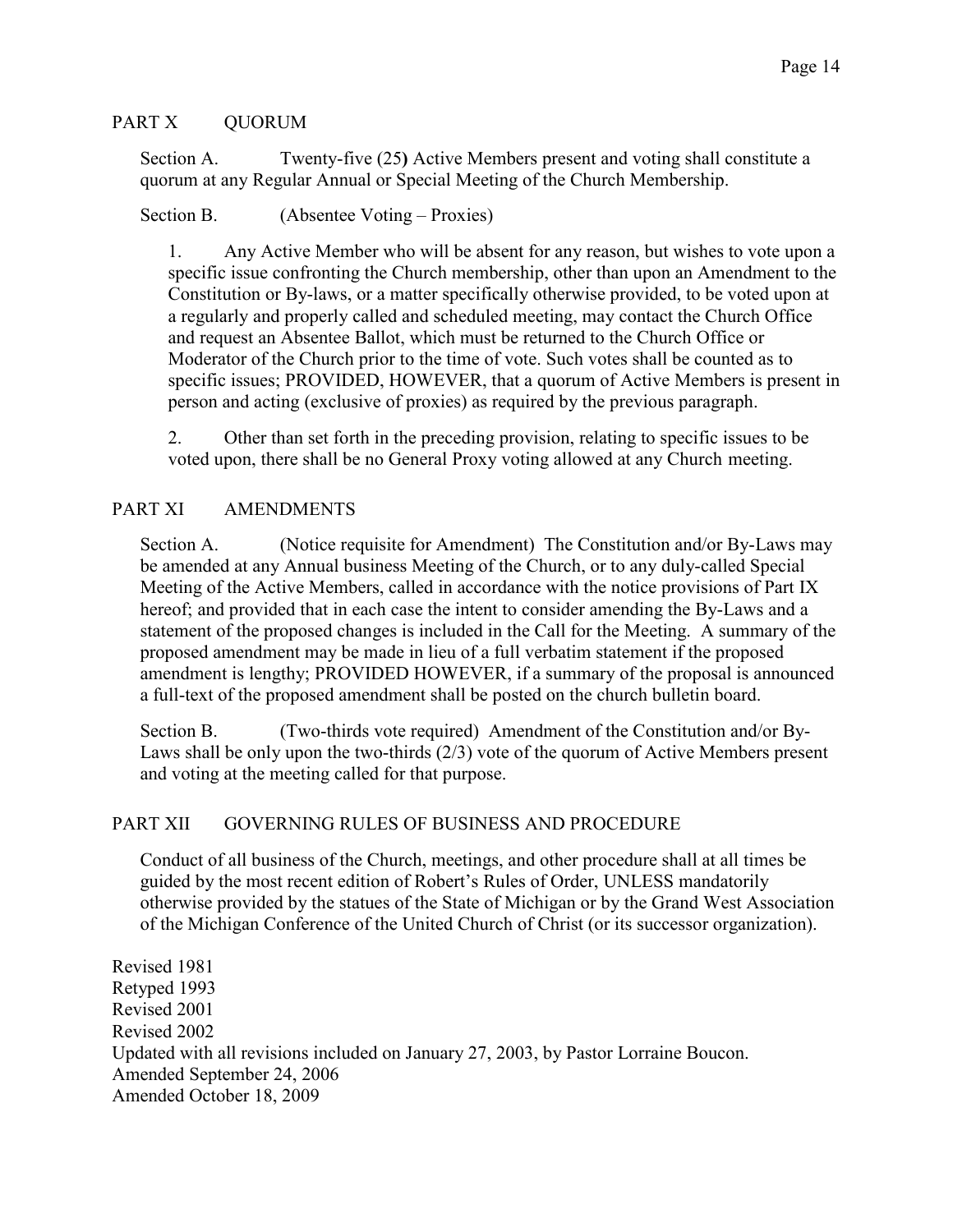## PART X QUORUM

Section A. Twenty-five (25) Active Members present and voting shall constitute a quorum at any Regular Annual or Special Meeting of the Church Membership.

Section B. (Absentee Voting – Proxies)

1. Any Active Member who will be absent for any reason, but wishes to vote upon a specific issue confronting the Church membership, other than upon an Amendment to the Constitution or By-laws, or a matter specifically otherwise provided, to be voted upon at a regularly and properly called and scheduled meeting, may contact the Church Office and request an Absentee Ballot, which must be returned to the Church Office or Moderator of the Church prior to the time of vote. Such votes shall be counted as to specific issues; PROVIDED, HOWEVER, that a quorum of Active Members is present in person and acting (exclusive of proxies) as required by the previous paragraph.

2. Other than set forth in the preceding provision, relating to specific issues to be voted upon, there shall be no General Proxy voting allowed at any Church meeting.

## PART XI AMENDMENTS

Section A. (Notice requisite for Amendment) The Constitution and/or By-Laws may be amended at any Annual business Meeting of the Church, or to any duly-called Special Meeting of the Active Members, called in accordance with the notice provisions of Part IX hereof; and provided that in each case the intent to consider amending the By-Laws and a statement of the proposed changes is included in the Call for the Meeting. A summary of the proposed amendment may be made in lieu of a full verbatim statement if the proposed amendment is lengthy; PROVIDED HOWEVER, if a summary of the proposal is announced a full-text of the proposed amendment shall be posted on the church bulletin board.

Section B. (Two-thirds vote required) Amendment of the Constitution and/or By-Laws shall be only upon the two-thirds (2/3) vote of the quorum of Active Members present and voting at the meeting called for that purpose.

## PART XII GOVERNING RULES OF BUSINESS AND PROCEDURE

Conduct of all business of the Church, meetings, and other procedure shall at all times be guided by the most recent edition of Robert's Rules of Order, UNLESS mandatorily otherwise provided by the statues of the State of Michigan or by the Grand West Association of the Michigan Conference of the United Church of Christ (or its successor organization).

Revised 1981
Retyped 1993
Revised 2001
Revised 2002
Updated with all revisions included on January 27, 2003, by Pastor Lorraine Boucon.
Amended September 24, 2006
Amended October 18, 2009